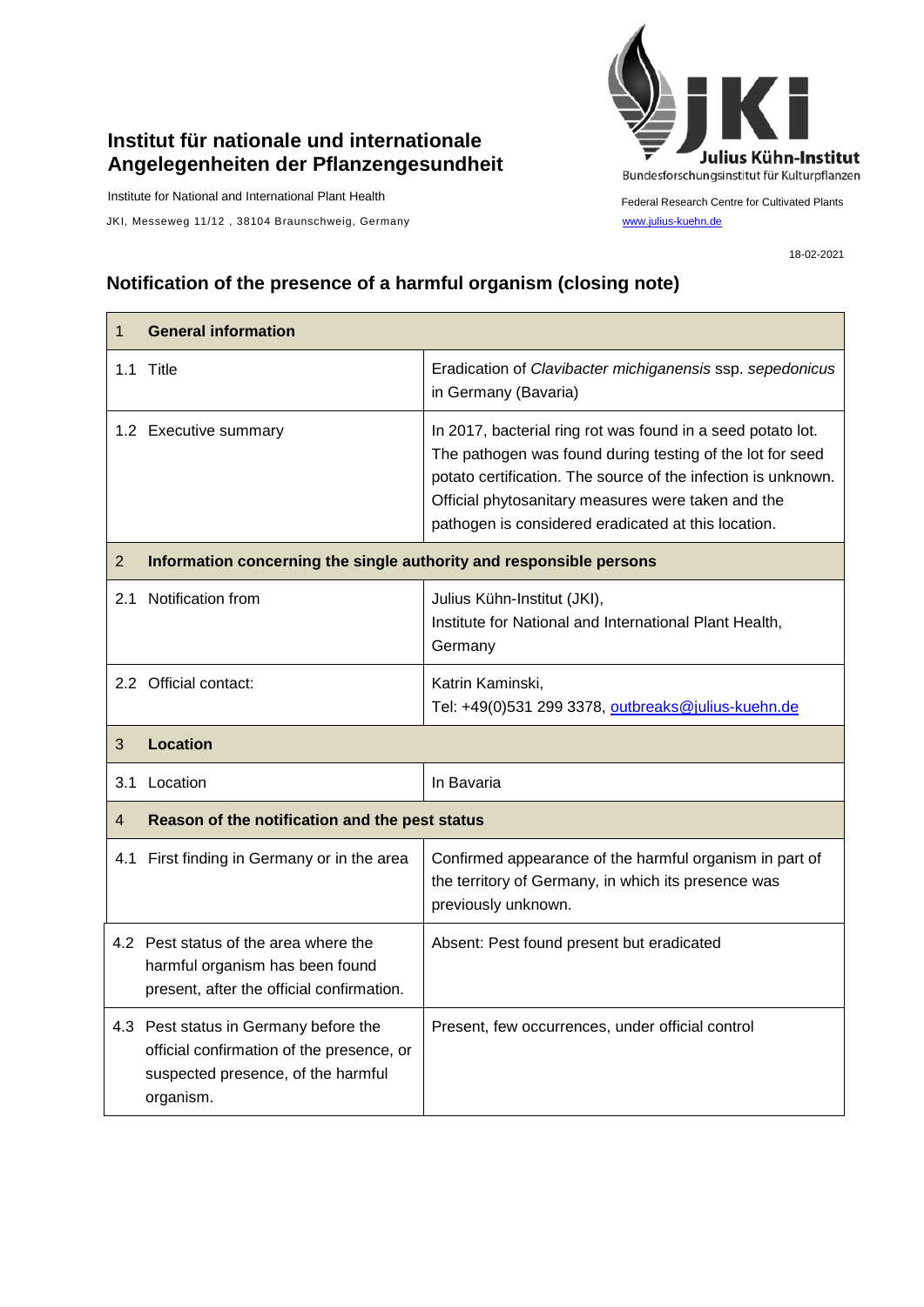**Institut für nationale und internationale Angelegenheiten der Pflanzengesundheit**

Institute for National and International Plant Health

JKI, Messeweg 11/12 , 38104 Braunschweig, Germany

Julius Kühn-Institut
Bundesforschungsinstitut für Kulturpflanzen

Federal Research Centre for Cultivated Plants

www.julius-kuehn.de

18-02-2021

## Notification of the presence of a harmful organism (closing note)

| 1 **General information** | |
|---|---|
| 1.1 Title | Eradication of *Clavibacter michiganensis* ssp. *sepedonicus* in Germany (Bavaria) |
| 1.2 Executive summary | In 2017, bacterial ring rot was found in a seed potato lot. The pathogen was found during testing of the lot for seed potato certification. The source of the infection is unknown. Official phytosanitary measures were taken and the pathogen is considered eradicated at this location. |
| 2 **Information concerning the single authority and responsible persons** | |
| 2.1 Notification from | Julius Kühn-Institut (JKI), Institute for National and International Plant Health, Germany |
| 2.2 Official contact: | Katrin Kaminski, Tel: +49(0)531 299 3378, outbreaks@julius-kuehn.de |
| 3 **Location** | |
| 3.1 Location | In Bavaria |
| 4 **Reason of the notification and the pest status** | |
| 4.1 First finding in Germany or in the area | Confirmed appearance of the harmful organism in part of the territory of Germany, in which its presence was previously unknown. |
| 4.2 Pest status of the area where the harmful organism has been found present, after the official confirmation. | Absent: Pest found present but eradicated |
| 4.3 Pest status in Germany before the official confirmation of the presence, or suspected presence, of the harmful organism. | Present, few occurrences, under official control |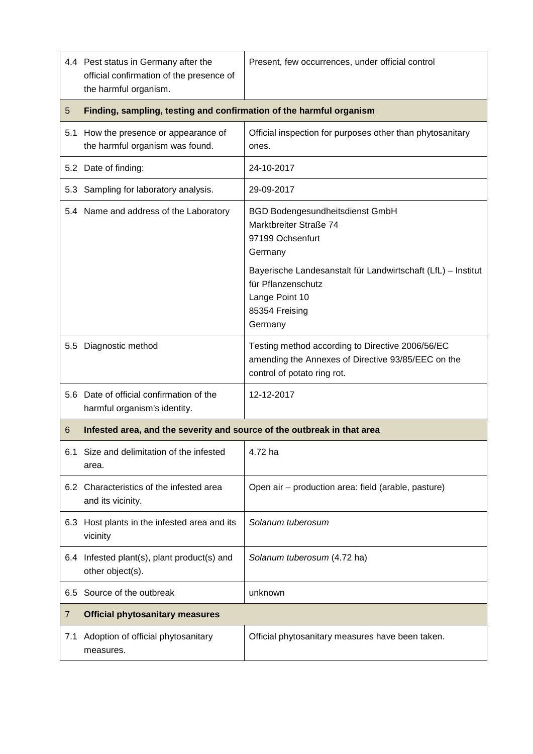| | | |
|---|---|---|
| 4.4 | Pest status in Germany after the official confirmation of the presence of the harmful organism. | Present, few occurrences, under official control |
| **5** | **Finding, sampling, testing and confirmation of the harmful organism** | |
| 5.1 | How the presence or appearance of the harmful organism was found. | Official inspection for purposes other than phytosanitary ones. |
| 5.2 | Date of finding: | 24-10-2017 |
| 5.3 | Sampling for laboratory analysis. | 29-09-2017 |
| 5.4 | Name and address of the Laboratory | BGD Bodengesundheitsdienst GmbH<br>Marktbreiter Straße 74<br>97199 Ochsenfurt<br>Germany<br><br>Bayerische Landesanstalt für Landwirtschaft (LfL) – Institut für Pflanzenschutz<br>Lange Point 10<br>85354 Freising<br>Germany |
| 5.5 | Diagnostic method | Testing method according to Directive 2006/56/EC amending the Annexes of Directive 93/85/EEC on the control of potato ring rot. |
| 5.6 | Date of official confirmation of the harmful organism's identity. | 12-12-2017 |
| **6** | **Infested area, and the severity and source of the outbreak in that area** | |
| 6.1 | Size and delimitation of the infested area. | 4.72 ha |
| 6.2 | Characteristics of the infested area and its vicinity. | Open air – production area: field (arable, pasture) |
| 6.3 | Host plants in the infested area and its vicinity | *Solanum tuberosum* |
| 6.4 | Infested plant(s), plant product(s) and other object(s). | *Solanum tuberosum* (4.72 ha) |
| 6.5 | Source of the outbreak | unknown |
| **7** | **Official phytosanitary measures** | |
| 7.1 | Adoption of official phytosanitary measures. | Official phytosanitary measures have been taken. |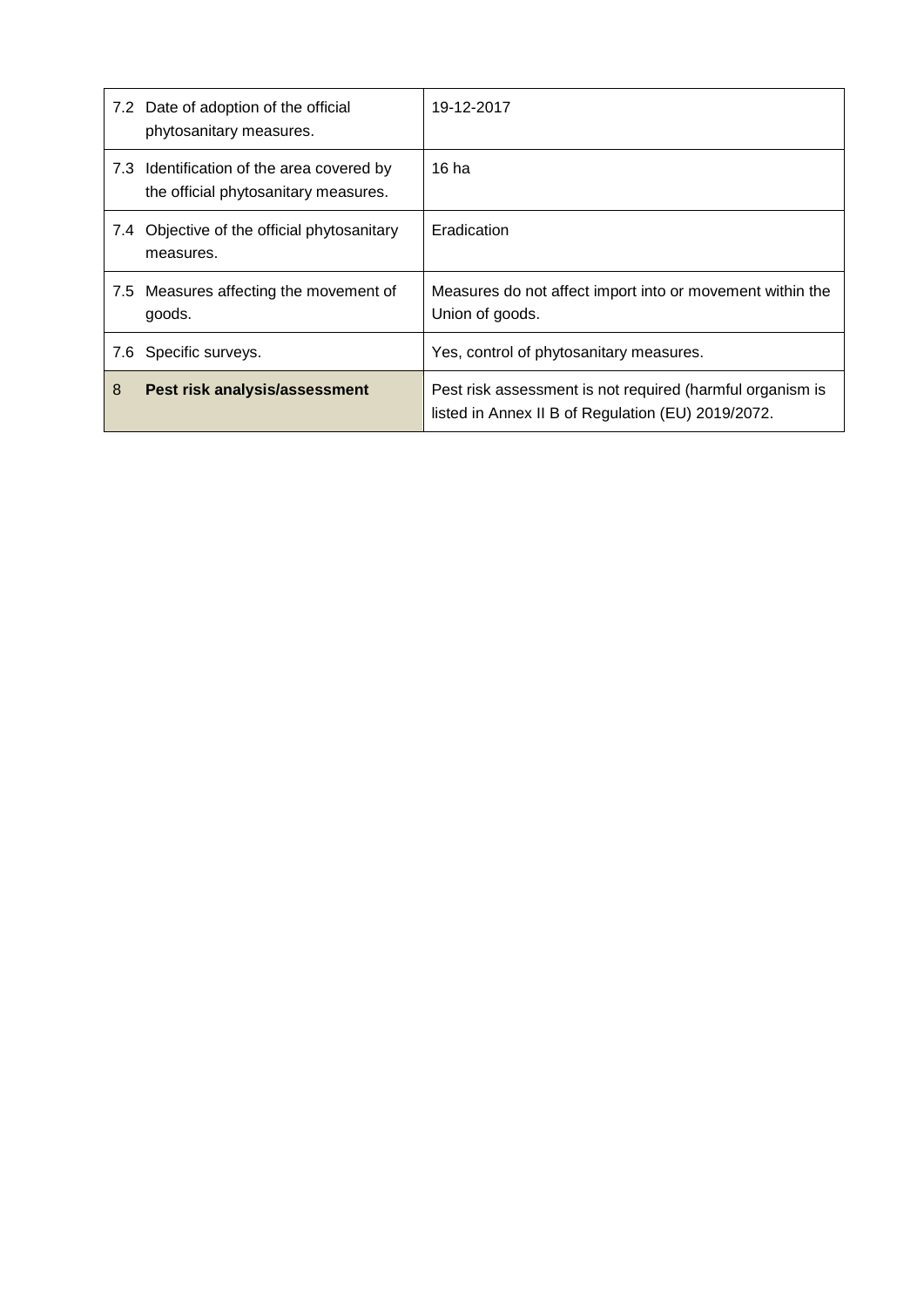| | | |
|---|---|---|
| 7.2 | Date of adoption of the official phytosanitary measures. | 19-12-2017 |
| 7.3 | Identification of the area covered by the official phytosanitary measures. | 16 ha |
| 7.4 | Objective of the official phytosanitary measures. | Eradication |
| 7.5 | Measures affecting the movement of goods. | Measures do not affect import into or movement within the Union of goods. |
| 7.6 | Specific surveys. | Yes, control of phytosanitary measures. |
| 8 | **Pest risk analysis/assessment** | Pest risk assessment is not required (harmful organism is listed in Annex II B of Regulation (EU) 2019/2072. |